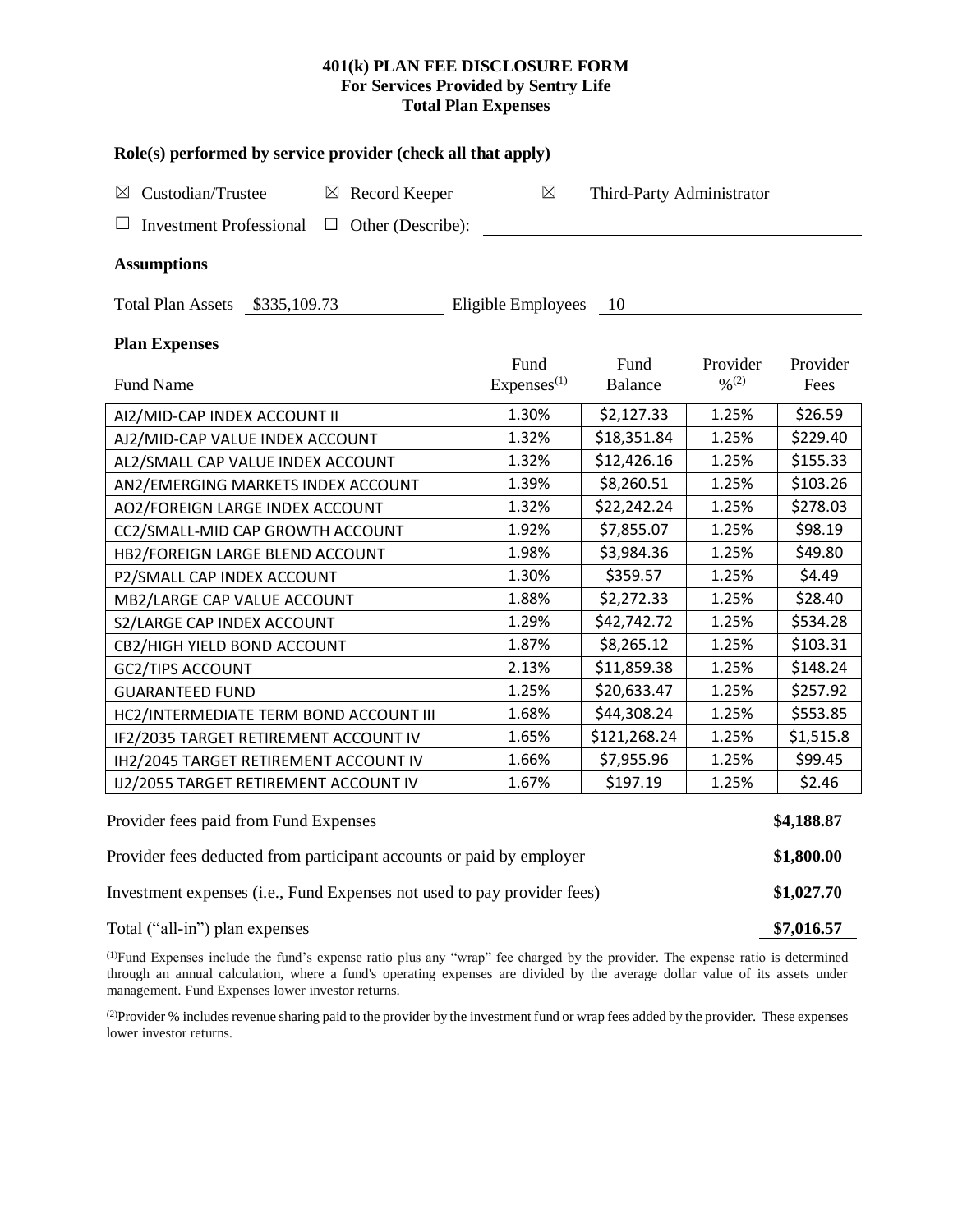# 401(k) PLAN FEE DISCLOSURE FORM
## For Services Provided by Sentry Life
## Total Plan Expenses

**Role(s) performed by service provider (check all that apply)**

☒ Custodian/Trustee ☒ Record Keeper ☒ Third-Party Administrator

☐ Investment Professional ☐ Other (Describe): \_\_\_\_\_\_\_\_\_\_\_\_\_\_\_\_

**Assumptions**

Total Plan Assets $335,109.73 Eligible Employees 10

**Plan Expenses**

| Fund Name | Fund Expenses[(1)] | Fund Balance | Provider %[(2)] | Provider Fees |
|---|---|---|---|---|
| AI2/MID-CAP INDEX ACCOUNT II | 1.30% | $2,127.33 | 1.25% | $26.59 |
| AJ2/MID-CAP VALUE INDEX ACCOUNT | 1.32% | $18,351.84 | 1.25% | $229.40 |
| AL2/SMALL CAP VALUE INDEX ACCOUNT | 1.32% | $12,426.16 | 1.25% | $155.33 |
| AN2/EMERGING MARKETS INDEX ACCOUNT | 1.39% | $8,260.51 | 1.25% | $103.26 |
| AO2/FOREIGN LARGE INDEX ACCOUNT | 1.32% | $22,242.24 | 1.25% | $278.03 |
| CC2/SMALL-MID CAP GROWTH ACCOUNT | 1.92% | $7,855.07 | 1.25% | $98.19 |
| HB2/FOREIGN LARGE BLEND ACCOUNT | 1.98% | $3,984.36 | 1.25% | $49.80 |
| P2/SMALL CAP INDEX ACCOUNT | 1.30% | $359.57 | 1.25% | $4.49 |
| MB2/LARGE CAP VALUE ACCOUNT | 1.88% | $2,272.33 | 1.25% | $28.40 |
| S2/LARGE CAP INDEX ACCOUNT | 1.29% | $42,742.72 | 1.25% | $534.28 |
| CB2/HIGH YIELD BOND ACCOUNT | 1.87% | $8,265.12 | 1.25% | $103.31 |
| GC2/TIPS ACCOUNT | 2.13% | $11,859.38 | 1.25% | $148.24 |
| GUARANTEED FUND | 1.25% | $20,633.47 | 1.25% | $257.92 |
| HC2/INTERMEDIATE TERM BOND ACCOUNT III | 1.68% | $44,308.24 | 1.25% | $553.85 |
| IF2/2035 TARGET RETIREMENT ACCOUNT IV | 1.65% | $121,268.24 | 1.25% | $1,515.8 |
| IH2/2045 TARGET RETIREMENT ACCOUNT IV | 1.66% | $7,955.96 | 1.25% | $99.45 |
| IJ2/2055 TARGET RETIREMENT ACCOUNT IV | 1.67% | $197.19 | 1.25% | $2.46 |

| | |
|---|---|
| Provider fees paid from Fund Expenses | **$4,188.87** |
| Provider fees deducted from participant accounts or paid by employer | **$1,800.00** |
| Investment expenses (i.e., Fund Expenses not used to pay provider fees) | **$1,027.70** |
| Total ("all-in") plan expenses | **$7,016.57** |

(1)Fund Expenses include the fund's expense ratio plus any "wrap" fee charged by the provider. The expense ratio is determined through an annual calculation, where a fund's operating expenses are divided by the average dollar value of its assets under management. Fund Expenses lower investor returns.

(2)Provider % includes revenue sharing paid to the provider by the investment fund or wrap fees added by the provider. These expenses lower investor returns.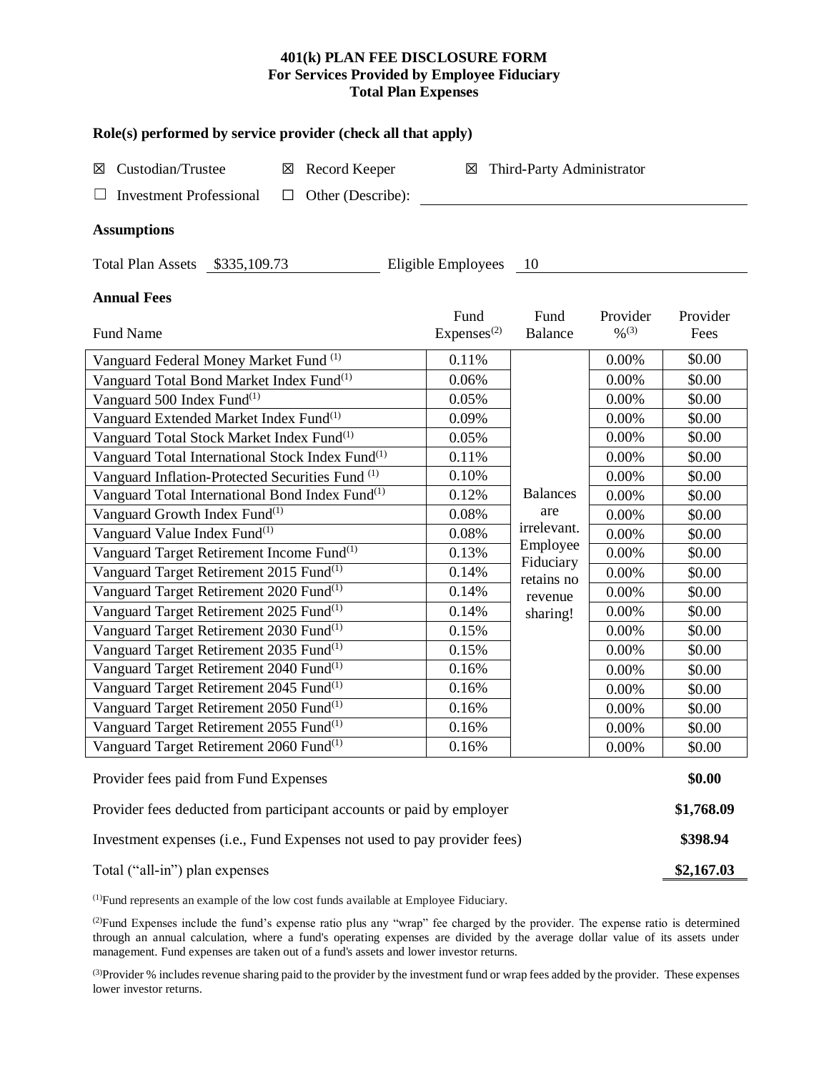# 401(k) PLAN FEE DISCLOSURE FORM
## For Services Provided by Employee Fiduciary
## Total Plan Expenses

### Role(s) performed by service provider (check all that apply)

☒ Custodian/Trustee ☒ Record Keeper ☒ Third-Party Administrator

☐ Investment Professional ☐ Other (Describe):

### Assumptions

Total Plan Assets $335,109.73 Eligible Employees 10

### Annual Fees

| Fund Name | Fund Expenses[2] | Fund Balance | Provider %[3] | Provider Fees |
|---|---|---|---|---|
| Vanguard Federal Money Market Fund [1] | 0.11% | Balances are irrelevant. Employee Fiduciary retains no revenue sharing! | 0.00% | $0.00 |
| Vanguard Total Bond Market Index Fund[1] | 0.06% | | 0.00% | $0.00 |
| Vanguard 500 Index Fund[1] | 0.05% | | 0.00% | $0.00 |
| Vanguard Extended Market Index Fund[1] | 0.09% | | 0.00% | $0.00 |
| Vanguard Total Stock Market Index Fund[1] | 0.05% | | 0.00% | $0.00 |
| Vanguard Total International Stock Index Fund[1] | 0.11% | | 0.00% | $0.00 |
| Vanguard Inflation-Protected Securities Fund [1] | 0.10% | | 0.00% | $0.00 |
| Vanguard Total International Bond Index Fund[1] | 0.12% | | 0.00% | $0.00 |
| Vanguard Growth Index Fund[1] | 0.08% | | 0.00% | $0.00 |
| Vanguard Value Index Fund[1] | 0.08% | | 0.00% | $0.00 |
| Vanguard Target Retirement Income Fund[1] | 0.13% | | 0.00% | $0.00 |
| Vanguard Target Retirement 2015 Fund[1] | 0.14% | | 0.00% | $0.00 |
| Vanguard Target Retirement 2020 Fund[1] | 0.14% | | 0.00% | $0.00 |
| Vanguard Target Retirement 2025 Fund[1] | 0.14% | | 0.00% | $0.00 |
| Vanguard Target Retirement 2030 Fund[1] | 0.15% | | 0.00% | $0.00 |
| Vanguard Target Retirement 2035 Fund[1] | 0.15% | | 0.00% | $0.00 |
| Vanguard Target Retirement 2040 Fund[1] | 0.16% | | 0.00% | $0.00 |
| Vanguard Target Retirement 2045 Fund[1] | 0.16% | | 0.00% | $0.00 |
| Vanguard Target Retirement 2050 Fund[1] | 0.16% | | 0.00% | $0.00 |
| Vanguard Target Retirement 2055 Fund[1] | 0.16% | | 0.00% | $0.00 |
| Vanguard Target Retirement 2060 Fund[1] | 0.16% | | 0.00% | $0.00 |

| | |
|---|---|
| Provider fees paid from Fund Expenses | **$0.00** |
| Provider fees deducted from participant accounts or paid by employer | **$1,768.09** |
| Investment expenses (i.e., Fund Expenses not used to pay provider fees) | **$398.94** |
| Total ("all-in") plan expenses | **$2,167.03** |

[1]Fund represents an example of the low cost funds available at Employee Fiduciary.

[2]Fund Expenses include the fund's expense ratio plus any "wrap" fee charged by the provider. The expense ratio is determined through an annual calculation, where a fund's operating expenses are divided by the average dollar value of its assets under management. Fund expenses are taken out of a fund's assets and lower investor returns.

[3]Provider % includes revenue sharing paid to the provider by the investment fund or wrap fees added by the provider. These expenses lower investor returns.